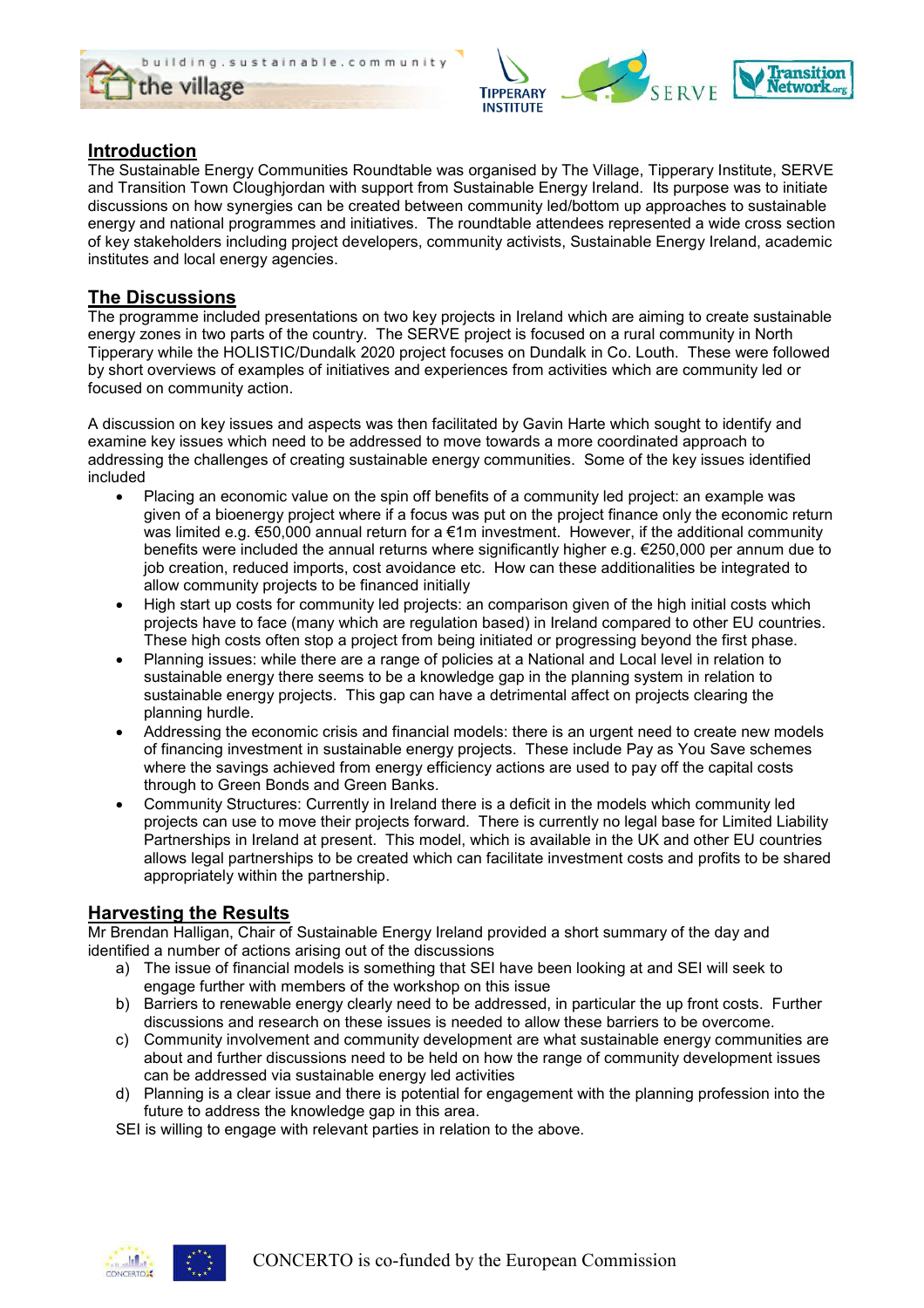## Introduction

The Sustainable Energy Communities Roundtable was organised by The Village, Tipperary Institute, SERVE and Transition Town Cloughjordan with support from Sustainable Energy Ireland. Its purpose was to initiate discussions on how synergies can be created between community led/bottom up approaches to sustainable energy and national programmes and initiatives. The roundtable attendees represented a wide cross section of key stakeholders including project developers, community activists, Sustainable Energy Ireland, academic institutes and local energy agencies.

## The Discussions

The programme included presentations on two key projects in Ireland which are aiming to create sustainable energy zones in two parts of the country. The SERVE project is focused on a rural community in North Tipperary while the HOLISTIC/Dundalk 2020 project focuses on Dundalk in Co. Louth. These were followed by short overviews of examples of initiatives and experiences from activities which are community led or focused on community action.

A discussion on key issues and aspects was then facilitated by Gavin Harte which sought to identify and examine key issues which need to be addressed to move towards a more coordinated approach to addressing the challenges of creating sustainable energy communities. Some of the key issues identified included

- Placing an economic value on the spin off benefits of a community led project: an example was given of a bioenergy project where if a focus was put on the project finance only the economic return was limited e.g. €50,000 annual return for a €1m investment. However, if the additional community benefits were included the annual returns where significantly higher e.g. €250,000 per annum due to job creation, reduced imports, cost avoidance etc. How can these additionalities be integrated to allow community projects to be financed initially
- High start up costs for community led projects: an comparison given of the high initial costs which projects have to face (many which are regulation based) in Ireland compared to other EU countries. These high costs often stop a project from being initiated or progressing beyond the first phase.
- Planning issues: while there are a range of policies at a National and Local level in relation to sustainable energy there seems to be a knowledge gap in the planning system in relation to sustainable energy projects. This gap can have a detrimental affect on projects clearing the planning hurdle.
- Addressing the economic crisis and financial models: there is an urgent need to create new models of financing investment in sustainable energy projects. These include Pay as You Save schemes where the savings achieved from energy efficiency actions are used to pay off the capital costs through to Green Bonds and Green Banks.
- Community Structures: Currently in Ireland there is a deficit in the models which community led projects can use to move their projects forward. There is currently no legal base for Limited Liability Partnerships in Ireland at present. This model, which is available in the UK and other EU countries allows legal partnerships to be created which can facilitate investment costs and profits to be shared appropriately within the partnership.

## Harvesting the Results

Mr Brendan Halligan, Chair of Sustainable Energy Ireland provided a short summary of the day and identified a number of actions arising out of the discussions

a) The issue of financial models is something that SEI have been looking at and SEI will seek to engage further with members of the workshop on this issue
b) Barriers to renewable energy clearly need to be addressed, in particular the up front costs. Further discussions and research on these issues is needed to allow these barriers to be overcome.
c) Community involvement and community development are what sustainable energy communities are about and further discussions need to be held on how the range of community development issues can be addressed via sustainable energy led activities
d) Planning is a clear issue and there is potential for engagement with the planning profession into the future to address the knowledge gap in this area.

SEI is willing to engage with relevant parties in relation to the above.

CONCERTO is co-funded by the European Commission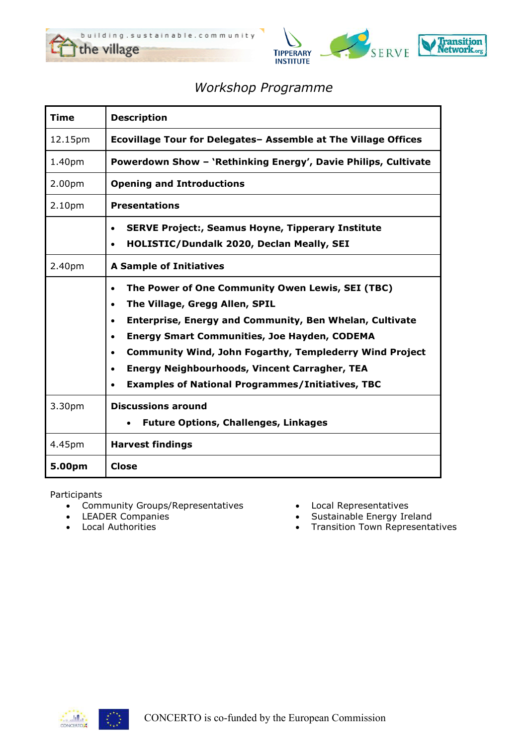# Workshop Programme

| Time | Description |
|---|---|
| 12.15pm | **Ecovillage Tour for Delegates– Assemble at The Village Offices** |
| 1.40pm | **Powerdown Show – 'Rethinking Energy', Davie Philips, Cultivate** |
| 2.00pm | **Opening and Introductions** |
| 2.10pm | **Presentations** |
| | • **SERVE Project:, Seamus Hoyne, Tipperary Institute** <br> • **HOLISTIC/Dundalk 2020, Declan Meally, SEI** |
| 2.40pm | **A Sample of Initiatives** |
| | • **The Power of One Community Owen Lewis, SEI (TBC)** <br> • **The Village, Gregg Allen, SPIL** <br> • **Enterprise, Energy and Community, Ben Whelan, Cultivate** <br> • **Energy Smart Communities, Joe Hayden, CODEMA** <br> • **Community Wind, John Fogarthy, Templederry Wind Project** <br> • **Energy Neighbourhoods, Vincent Carragher, TEA** <br> • **Examples of National Programmes/Initiatives, TBC** |
| 3.30pm | **Discussions around** <br> • **Future Options, Challenges, Linkages** |
| 4.45pm | **Harvest findings** |
| **5.00pm** | **Close** |

Participants

- Community Groups/Representatives
- LEADER Companies
- Local Authorities
- Local Representatives
- Sustainable Energy Ireland
- Transition Town Representatives

CONCERTO is co-funded by the European Commission